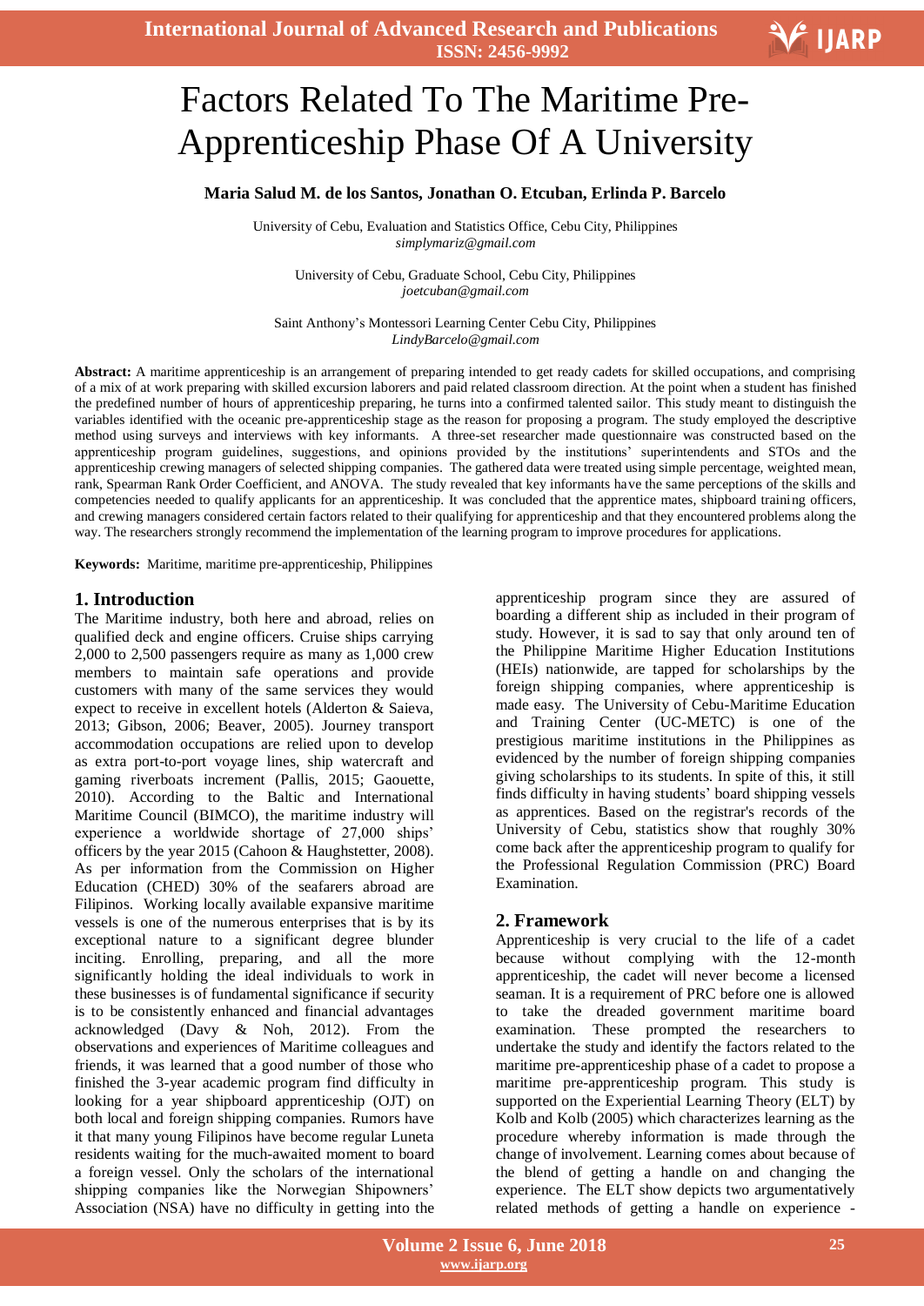# Factors Related To The Maritime Pre-Apprenticeship Phase Of A University

**Maria Salud M. de los Santos, Jonathan O. Etcuban, Erlinda P. Barcelo**

University of Cebu, Evaluation and Statistics Office, Cebu City, Philippines
*simplymariz@gmail.com*

University of Cebu, Graduate School, Cebu City, Philippines
*joetcuban@gmail.com*

Saint Anthony's Montessori Learning Center Cebu City, Philippines
*LindyBarcelo@gmail.com*

**Abstract:** A maritime apprenticeship is an arrangement of preparing intended to get ready cadets for skilled occupations, and comprising of a mix of at work preparing with skilled excursion laborers and paid related classroom direction. At the point when a student has finished the predefined number of hours of apprenticeship preparing, he turns into a confirmed talented sailor. This study meant to distinguish the variables identified with the oceanic pre-apprenticeship stage as the reason for proposing a program. The study employed the descriptive method using surveys and interviews with key informants. A three-set researcher made questionnaire was constructed based on the apprenticeship program guidelines, suggestions, and opinions provided by the institutions' superintendents and STOs and the apprenticeship crewing managers of selected shipping companies. The gathered data were treated using simple percentage, weighted mean, rank, Spearman Rank Order Coefficient, and ANOVA. The study revealed that key informants have the same perceptions of the skills and competencies needed to qualify applicants for an apprenticeship. It was concluded that the apprentice mates, shipboard training officers, and crewing managers considered certain factors related to their qualifying for apprenticeship and that they encountered problems along the way. The researchers strongly recommend the implementation of the learning program to improve procedures for applications.

**Keywords:** Maritime, maritime pre-apprenticeship, Philippines

## 1. Introduction

The Maritime industry, both here and abroad, relies on qualified deck and engine officers. Cruise ships carrying 2,000 to 2,500 passengers require as many as 1,000 crew members to maintain safe operations and provide customers with many of the same services they would expect to receive in excellent hotels (Alderton & Saieva, 2013; Gibson, 2006; Beaver, 2005). Journey transport accommodation occupations are relied upon to develop as extra port-to-port voyage lines, ship watercraft and gaming riverboats increment (Pallis, 2015; Gaouette, 2010). According to the Baltic and International Maritime Council (BIMCO), the maritime industry will experience a worldwide shortage of 27,000 ships' officers by the year 2015 (Cahoon & Haughstetter, 2008). As per information from the Commission on Higher Education (CHED) 30% of the seafarers abroad are Filipinos. Working locally available expansive maritime vessels is one of the numerous enterprises that is by its exceptional nature to a significant degree blunder inciting. Enrolling, preparing, and all the more significantly holding the ideal individuals to work in these businesses is of fundamental significance if security is to be consistently enhanced and financial advantages acknowledged (Davy & Noh, 2012). From the observations and experiences of Maritime colleagues and friends, it was learned that a good number of those who finished the 3-year academic program find difficulty in looking for a year shipboard apprenticeship (OJT) on both local and foreign shipping companies. Rumors have it that many young Filipinos have become regular Luneta residents waiting for the much-awaited moment to board a foreign vessel. Only the scholars of the international shipping companies like the Norwegian Shipowners' Association (NSA) have no difficulty in getting into the apprenticeship program since they are assured of boarding a different ship as included in their program of study. However, it is sad to say that only around ten of the Philippine Maritime Higher Education Institutions (HEIs) nationwide, are tapped for scholarships by the foreign shipping companies, where apprenticeship is made easy. The University of Cebu-Maritime Education and Training Center (UC-METC) is one of the prestigious maritime institutions in the Philippines as evidenced by the number of foreign shipping companies giving scholarships to its students. In spite of this, it still finds difficulty in having students' board shipping vessels as apprentices. Based on the registrar's records of the University of Cebu, statistics show that roughly 30% come back after the apprenticeship program to qualify for the Professional Regulation Commission (PRC) Board Examination.

## 2. Framework

Apprenticeship is very crucial to the life of a cadet because without complying with the 12-month apprenticeship, the cadet will never become a licensed seaman. It is a requirement of PRC before one is allowed to take the dreaded government maritime board examination. These prompted the researchers to undertake the study and identify the factors related to the maritime pre-apprenticeship phase of a cadet to propose a maritime pre-apprenticeship program. This study is supported on the Experiential Learning Theory (ELT) by Kolb and Kolb (2005) which characterizes learning as the procedure whereby information is made through the change of involvement. Learning comes about because of the blend of getting a handle on and changing the experience. The ELT show depicts two argumentatively related methods of getting a handle on experience -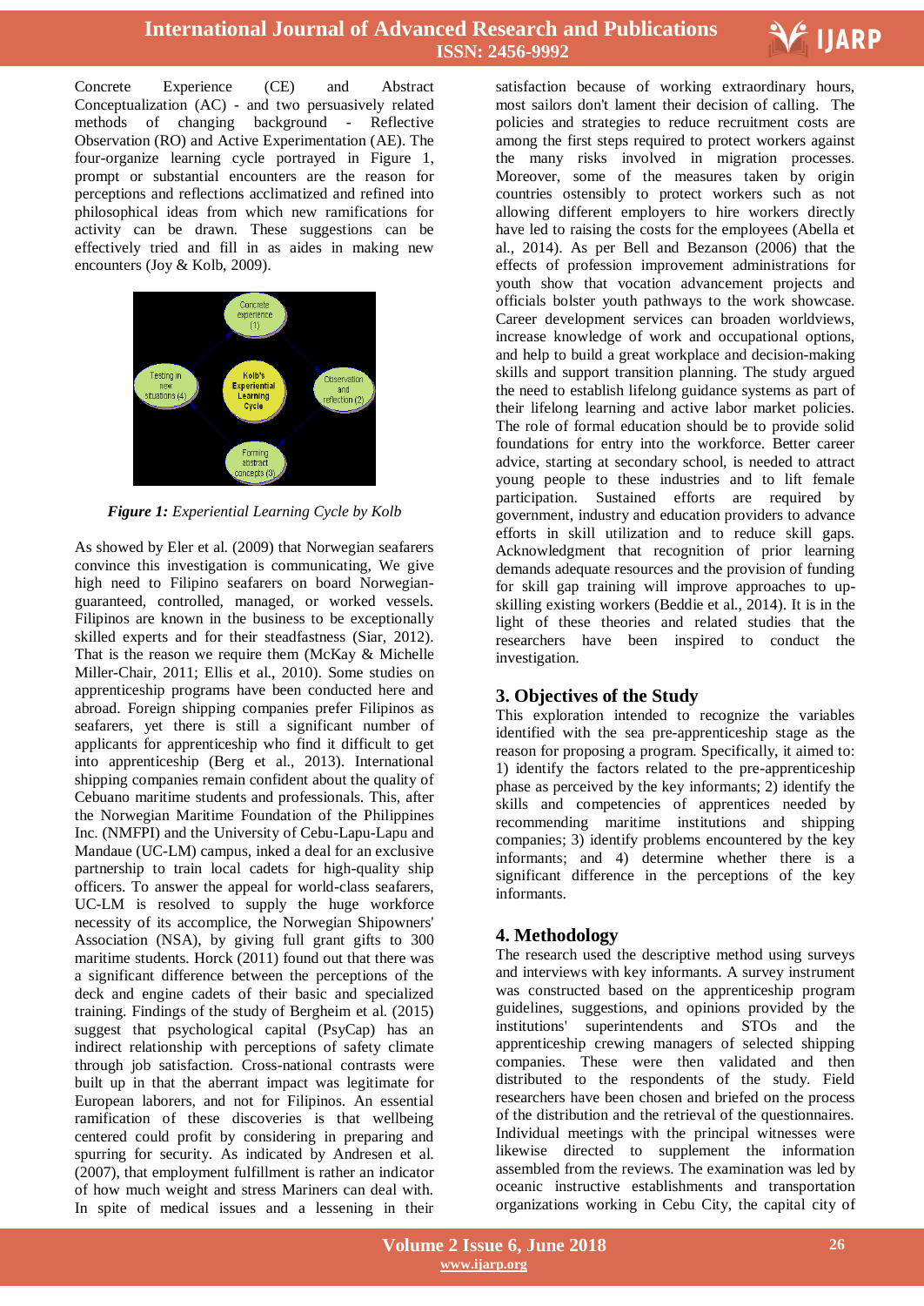Concrete Experience (CE) and Abstract Conceptualization (AC) - and two persuasively related methods of changing background - Reflective Observation (RO) and Active Experimentation (AE). The four-organize learning cycle portrayed in Figure 1, prompt or substantial encounters are the reason for perceptions and reflections acclimatized and refined into philosophical ideas from which new ramifications for activity can be drawn. These suggestions can be effectively tried and fill in as aides in making new encounters (Joy & Kolb, 2009).

***Figure 1:*** *Experiential Learning Cycle by Kolb*

As showed by Eler et al. (2009) that Norwegian seafarers convince this investigation is communicating, We give high need to Filipino seafarers on board Norwegian-guaranteed, controlled, managed, or worked vessels. Filipinos are known in the business to be exceptionally skilled experts and for their steadfastness (Siar, 2012). That is the reason we require them (McKay & Michelle Miller-Chair, 2011; Ellis et al., 2010). Some studies on apprenticeship programs have been conducted here and abroad. Foreign shipping companies prefer Filipinos as seafarers, yet there is still a significant number of applicants for apprenticeship who find it difficult to get into apprenticeship (Berg et al., 2013). International shipping companies remain confident about the quality of Cebuano maritime students and professionals. This, after the Norwegian Maritime Foundation of the Philippines Inc. (NMFPI) and the University of Cebu-Lapu-Lapu and Mandaue (UC-LM) campus, inked a deal for an exclusive partnership to train local cadets for high-quality ship officers. To answer the appeal for world-class seafarers, UC-LM is resolved to supply the huge workforce necessity of its accomplice, the Norwegian Shipowners' Association (NSA), by giving full grant gifts to 300 maritime students. Horck (2011) found out that there was a significant difference between the perceptions of the deck and engine cadets of their basic and specialized training. Findings of the study of Bergheim et al. (2015) suggest that psychological capital (PsyCap) has an indirect relationship with perceptions of safety climate through job satisfaction. Cross-national contrasts were built up in that the aberrant impact was legitimate for European laborers, and not for Filipinos. An essential ramification of these discoveries is that wellbeing centered could profit by considering in preparing and spurring for security. As indicated by Andresen et al. (2007), that employment fulfillment is rather an indicator of how much weight and stress Mariners can deal with. In spite of medical issues and a lessening in their satisfaction because of working extraordinary hours, most sailors don't lament their decision of calling. The policies and strategies to reduce recruitment costs are among the first steps required to protect workers against the many risks involved in migration processes. Moreover, some of the measures taken by origin countries ostensibly to protect workers such as not allowing different employers to hire workers directly have led to raising the costs for the employees (Abella et al., 2014). As per Bell and Bezanson (2006) that the effects of profession improvement administrations for youth show that vocation advancement projects and officials bolster youth pathways to the work showcase. Career development services can broaden worldviews, increase knowledge of work and occupational options, and help to build a great workplace and decision-making skills and support transition planning. The study argued the need to establish lifelong guidance systems as part of their lifelong learning and active labor market policies. The role of formal education should be to provide solid foundations for entry into the workforce. Better career advice, starting at secondary school, is needed to attract young people to these industries and to lift female participation. Sustained efforts are required by government, industry and education providers to advance efforts in skill utilization and to reduce skill gaps. Acknowledgment that recognition of prior learning demands adequate resources and the provision of funding for skill gap training will improve approaches to up-skilling existing workers (Beddie et al., 2014). It is in the light of these theories and related studies that the researchers have been inspired to conduct the investigation.

## 3. Objectives of the Study

This exploration intended to recognize the variables identified with the sea pre-apprenticeship stage as the reason for proposing a program. Specifically, it aimed to: 1) identify the factors related to the pre-apprenticeship phase as perceived by the key informants; 2) identify the skills and competencies of apprentices needed by recommending maritime institutions and shipping companies; 3) identify problems encountered by the key informants; and 4) determine whether there is a significant difference in the perceptions of the key informants.

## 4. Methodology

The research used the descriptive method using surveys and interviews with key informants. A survey instrument was constructed based on the apprenticeship program guidelines, suggestions, and opinions provided by the institutions' superintendents and STOs and the apprenticeship crewing managers of selected shipping companies. These were then validated and then distributed to the respondents of the study. Field researchers have been chosen and briefed on the process of the distribution and the retrieval of the questionnaires. Individual meetings with the principal witnesses were likewise directed to supplement the information assembled from the reviews. The examination was led by oceanic instructive establishments and transportation organizations working in Cebu City, the capital city of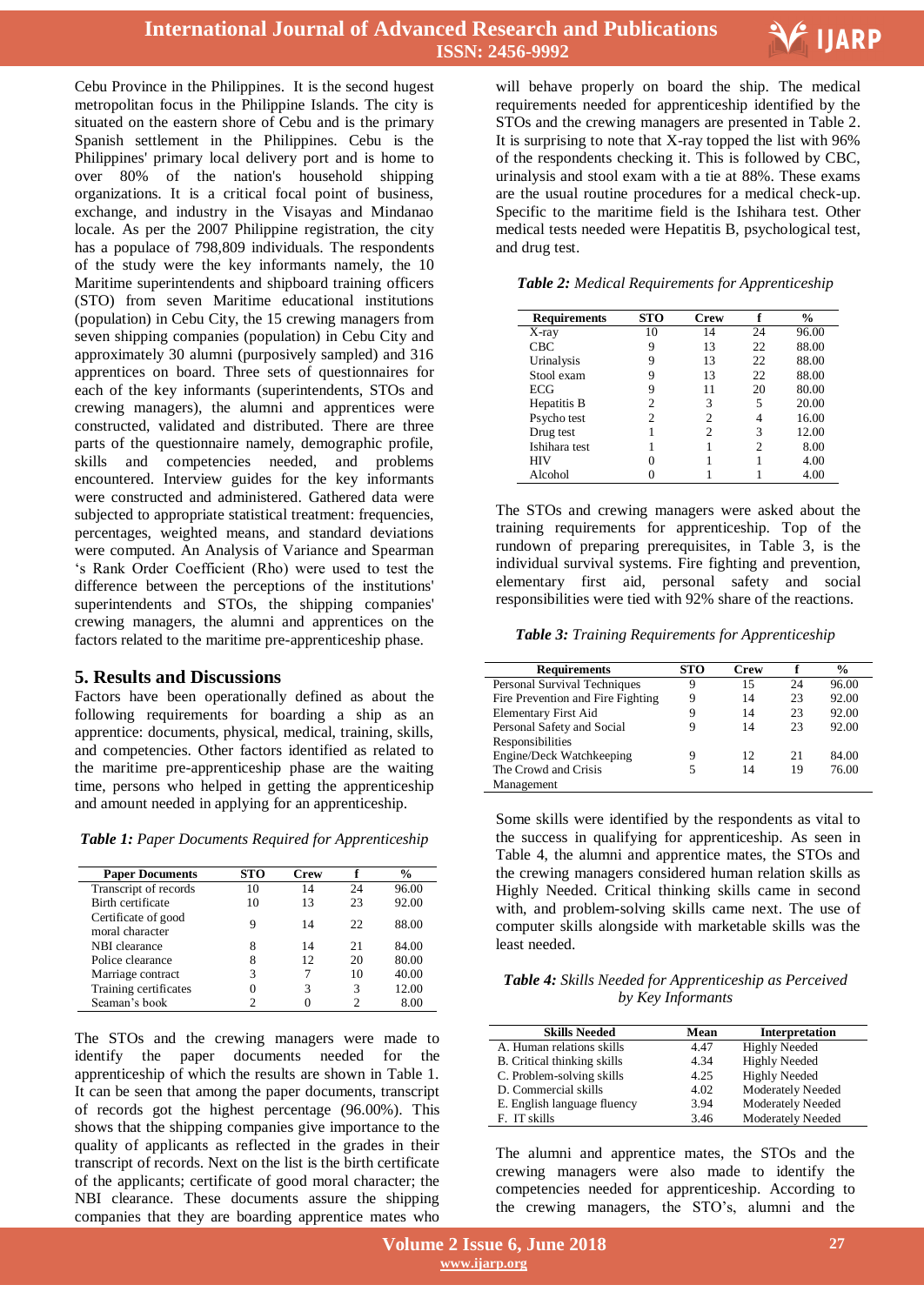Cebu Province in the Philippines. It is the second hugest metropolitan focus in the Philippine Islands. The city is situated on the eastern shore of Cebu and is the primary Spanish settlement in the Philippines. Cebu is the Philippines' primary local delivery port and is home to over 80% of the nation's household shipping organizations. It is a critical focal point of business, exchange, and industry in the Visayas and Mindanao locale. As per the 2007 Philippine registration, the city has a populace of 798,809 individuals. The respondents of the study were the key informants namely, the 10 Maritime superintendents and shipboard training officers (STO) from seven Maritime educational institutions (population) in Cebu City, the 15 crewing managers from seven shipping companies (population) in Cebu City and approximately 30 alumni (purposively sampled) and 316 apprentices on board. Three sets of questionnaires for each of the key informants (superintendents, STOs and crewing managers), the alumni and apprentices were constructed, validated and distributed. There are three parts of the questionnaire namely, demographic profile, skills and competencies needed, and problems encountered. Interview guides for the key informants were constructed and administered. Gathered data were subjected to appropriate statistical treatment: frequencies, percentages, weighted means, and standard deviations were computed. An Analysis of Variance and Spearman 's Rank Order Coefficient (Rho) were used to test the difference between the perceptions of the institutions' superintendents and STOs, the shipping companies' crewing managers, the alumni and apprentices on the factors related to the maritime pre-apprenticeship phase.

## 5. Results and Discussions

Factors have been operationally defined as about the following requirements for boarding a ship as an apprentice: documents, physical, medical, training, skills, and competencies. Other factors identified as related to the maritime pre-apprenticeship phase are the waiting time, persons who helped in getting the apprenticeship and amount needed in applying for an apprenticeship.

***Table 1:*** *Paper Documents Required for Apprenticeship*

| Paper Documents | STO | Crew | f | % |
|---|---|---|---|---|
| Transcript of records | 10 | 14 | 24 | 96.00 |
| Birth certificate | 10 | 13 | 23 | 92.00 |
| Certificate of good moral character | 9 | 14 | 22 | 88.00 |
| NBI clearance | 8 | 14 | 21 | 84.00 |
| Police clearance | 8 | 12 | 20 | 80.00 |
| Marriage contract | 3 | 7 | 10 | 40.00 |
| Training certificates | 0 | 3 | 3 | 12.00 |
| Seaman's book | 2 | 0 | 2 | 8.00 |

The STOs and the crewing managers were made to identify the paper documents needed for the apprenticeship of which the results are shown in Table 1. It can be seen that among the paper documents, transcript of records got the highest percentage (96.00%). This shows that the shipping companies give importance to the quality of applicants as reflected in the grades in their transcript of records. Next on the list is the birth certificate of the applicants; certificate of good moral character; the NBI clearance. These documents assure the shipping companies that they are boarding apprentice mates who will behave properly on board the ship. The medical requirements needed for apprenticeship identified by the STOs and the crewing managers are presented in Table 2. It is surprising to note that X-ray topped the list with 96% of the respondents checking it. This is followed by CBC, urinalysis and stool exam with a tie at 88%. These exams are the usual routine procedures for a medical check-up. Specific to the maritime field is the Ishihara test. Other medical tests needed were Hepatitis B, psychological test, and drug test.

***Table 2:*** *Medical Requirements for Apprenticeship*

| Requirements | STO | Crew | f | % |
|---|---|---|---|---|
| X-ray | 10 | 14 | 24 | 96.00 |
| CBC | 9 | 13 | 22 | 88.00 |
| Urinalysis | 9 | 13 | 22 | 88.00 |
| Stool exam | 9 | 13 | 22 | 88.00 |
| ECG | 9 | 11 | 20 | 80.00 |
| Hepatitis B | 2 | 3 | 5 | 20.00 |
| Psycho test | 2 | 2 | 4 | 16.00 |
| Drug test | 1 | 2 | 3 | 12.00 |
| Ishihara test | 1 | 1 | 2 | 8.00 |
| HIV | 0 | 1 | 1 | 4.00 |
| Alcohol | 0 | 1 | 1 | 4.00 |

The STOs and crewing managers were asked about the training requirements for apprenticeship. Top of the rundown of preparing prerequisites, in Table 3, is the individual survival systems. Fire fighting and prevention, elementary first aid, personal safety and social responsibilities were tied with 92% share of the reactions.

***Table 3:*** *Training Requirements for Apprenticeship*

| Requirements | STO | Crew | f | % |
|---|---|---|---|---|
| Personal Survival Techniques | 9 | 15 | 24 | 96.00 |
| Fire Prevention and Fire Fighting | 9 | 14 | 23 | 92.00 |
| Elementary First Aid | 9 | 14 | 23 | 92.00 |
| Personal Safety and Social Responsibilities | 9 | 14 | 23 | 92.00 |
| Engine/Deck Watchkeeping | 9 | 12 | 21 | 84.00 |
| The Crowd and Crisis Management | 5 | 14 | 19 | 76.00 |

Some skills were identified by the respondents as vital to the success in qualifying for apprenticeship. As seen in Table 4, the alumni and apprentice mates, the STOs and the crewing managers considered human relation skills as Highly Needed. Critical thinking skills came in second with, and problem-solving skills came next. The use of computer skills alongside with marketable skills was the least needed.

***Table 4:*** *Skills Needed for Apprenticeship as Perceived by Key Informants*

| Skills Needed | Mean | Interpretation |
|---|---|---|
| A. Human relations skills | 4.47 | Highly Needed |
| B. Critical thinking skills | 4.34 | Highly Needed |
| C. Problem-solving skills | 4.25 | Highly Needed |
| D. Commercial skills | 4.02 | Moderately Needed |
| E. English language fluency | 3.94 | Moderately Needed |
| F. IT skills | 3.46 | Moderately Needed |

The alumni and apprentice mates, the STOs and the crewing managers were also made to identify the competencies needed for apprenticeship. According to the crewing managers, the STO's, alumni and the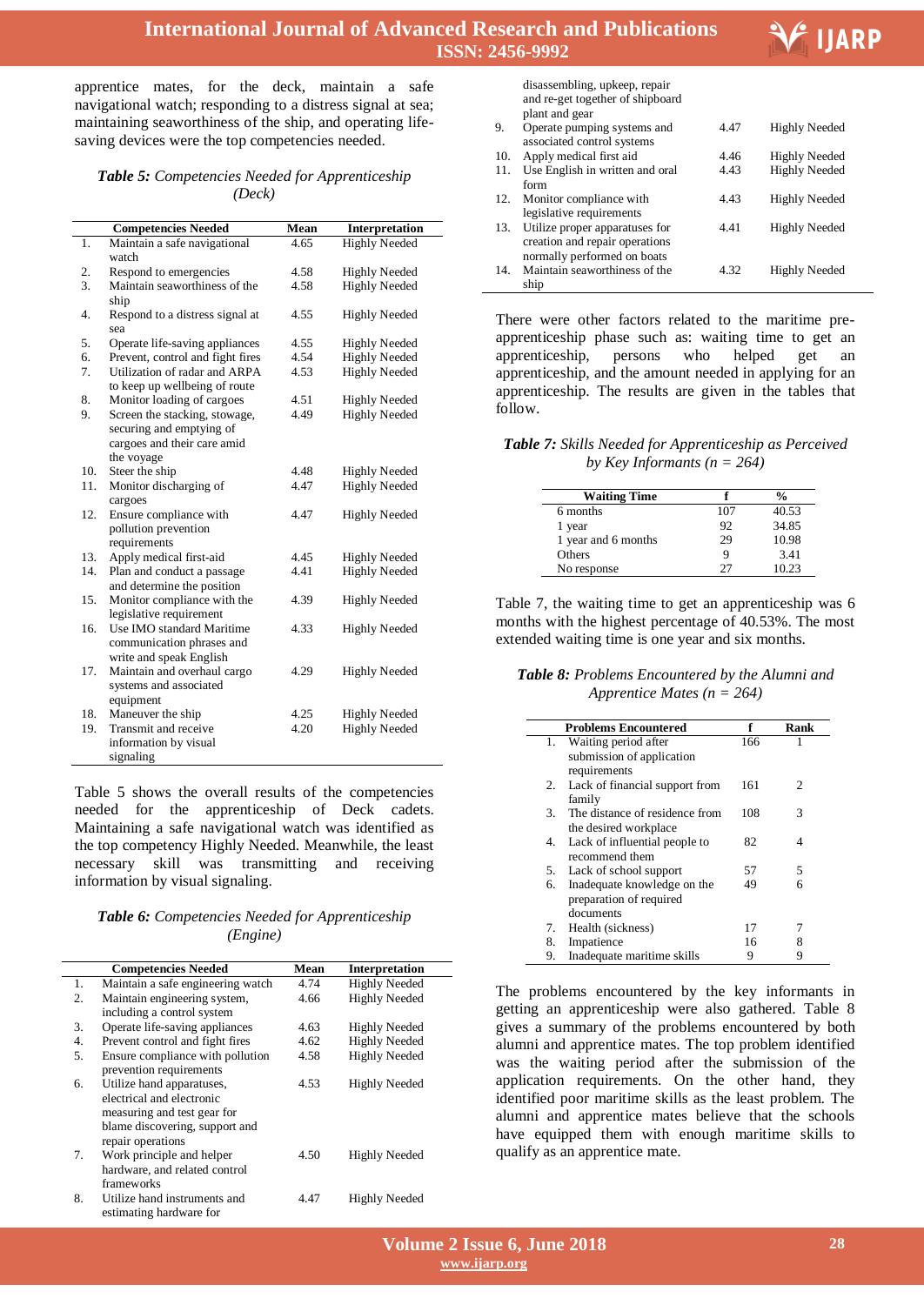apprentice mates, for the deck, maintain a safe navigational watch; responding to a distress signal at sea; maintaining seaworthiness of the ship, and operating life-saving devices were the top competencies needed.

***Table 5:** Competencies Needed for Apprenticeship (Deck)*

| | Competencies Needed | Mean | Interpretation |
|---|---|---|---|
| 1. | Maintain a safe navigational watch | 4.65 | Highly Needed |
| 2. | Respond to emergencies | 4.58 | Highly Needed |
| 3. | Maintain seaworthiness of the ship | 4.58 | Highly Needed |
| 4. | Respond to a distress signal at sea | 4.55 | Highly Needed |
| 5. | Operate life-saving appliances | 4.55 | Highly Needed |
| 6. | Prevent, control and fight fires | 4.54 | Highly Needed |
| 7. | Utilization of radar and ARPA to keep up wellbeing of route | 4.53 | Highly Needed |
| 8. | Monitor loading of cargoes | 4.51 | Highly Needed |
| 9. | Screen the stacking, stowage, securing and emptying of cargoes and their care amid the voyage | 4.49 | Highly Needed |
| 10. | Steer the ship | 4.48 | Highly Needed |
| 11. | Monitor discharging of cargoes | 4.47 | Highly Needed |
| 12. | Ensure compliance with pollution prevention requirements | 4.47 | Highly Needed |
| 13. | Apply medical first-aid | 4.45 | Highly Needed |
| 14. | Plan and conduct a passage and determine the position | 4.41 | Highly Needed |
| 15. | Monitor compliance with the legislative requirement | 4.39 | Highly Needed |
| 16. | Use IMO standard Maritime communication phrases and write and speak English | 4.33 | Highly Needed |
| 17. | Maintain and overhaul cargo systems and associated equipment | 4.29 | Highly Needed |
| 18. | Maneuver the ship | 4.25 | Highly Needed |
| 19. | Transmit and receive information by visual signaling | 4.20 | Highly Needed |

Table 5 shows the overall results of the competencies needed for the apprenticeship of Deck cadets. Maintaining a safe navigational watch was identified as the top competency Highly Needed. Meanwhile, the least necessary skill was transmitting and receiving information by visual signaling.

***Table 6:** Competencies Needed for Apprenticeship (Engine)*

| | Competencies Needed | Mean | Interpretation |
|---|---|---|---|
| 1. | Maintain a safe engineering watch | 4.74 | Highly Needed |
| 2. | Maintain engineering system, including a control system | 4.66 | Highly Needed |
| 3. | Operate life-saving appliances | 4.63 | Highly Needed |
| 4. | Prevent control and fight fires | 4.62 | Highly Needed |
| 5. | Ensure compliance with pollution prevention requirements | 4.58 | Highly Needed |
| 6. | Utilize hand apparatuses, electrical and electronic measuring and test gear for blame discovering, support and repair operations | 4.53 | Highly Needed |
| 7. | Work principle and helper hardware, and related control frameworks | 4.50 | Highly Needed |
| 8. | Utilize hand instruments and estimating hardware for disassembling, upkeep, repair and re-get together of shipboard plant and gear | 4.47 | Highly Needed |
| 9. | Operate pumping systems and associated control systems | 4.47 | Highly Needed |
| 10. | Apply medical first aid | 4.46 | Highly Needed |
| 11. | Use English in written and oral form | 4.43 | Highly Needed |
| 12. | Monitor compliance with legislative requirements | 4.43 | Highly Needed |
| 13. | Utilize proper apparatuses for creation and repair operations normally performed on boats | 4.41 | Highly Needed |
| 14. | Maintain seaworthiness of the ship | 4.32 | Highly Needed |

There were other factors related to the maritime pre-apprenticeship phase such as: waiting time to get an apprenticeship, persons who helped get an apprenticeship, and the amount needed in applying for an apprenticeship. The results are given in the tables that follow.

***Table 7:** Skills Needed for Apprenticeship as Perceived by Key Informants (n = 264)*

| Waiting Time | f | % |
|---|---|---|
| 6 months | 107 | 40.53 |
| 1 year | 92 | 34.85 |
| 1 year and 6 months | 29 | 10.98 |
| Others | 9 | 3.41 |
| No response | 27 | 10.23 |

Table 7, the waiting time to get an apprenticeship was 6 months with the highest percentage of 40.53%. The most extended waiting time is one year and six months.

***Table 8:** Problems Encountered by the Alumni and Apprentice Mates (n = 264)*

| | Problems Encountered | f | Rank |
|---|---|---|---|
| 1. | Waiting period after submission of application requirements | 166 | 1 |
| 2. | Lack of financial support from family | 161 | 2 |
| 3. | The distance of residence from the desired workplace | 108 | 3 |
| 4. | Lack of influential people to recommend them | 82 | 4 |
| 5. | Lack of school support | 57 | 5 |
| 6. | Inadequate knowledge on the preparation of required documents | 49 | 6 |
| 7. | Health (sickness) | 17 | 7 |
| 8. | Impatience | 16 | 8 |
| 9. | Inadequate maritime skills | 9 | 9 |

The problems encountered by the key informants in getting an apprenticeship were also gathered. Table 8 gives a summary of the problems encountered by both alumni and apprentice mates. The top problem identified was the waiting period after the submission of the application requirements. On the other hand, they identified poor maritime skills as the least problem. The alumni and apprentice mates believe that the schools have equipped them with enough maritime skills to qualify as an apprentice mate.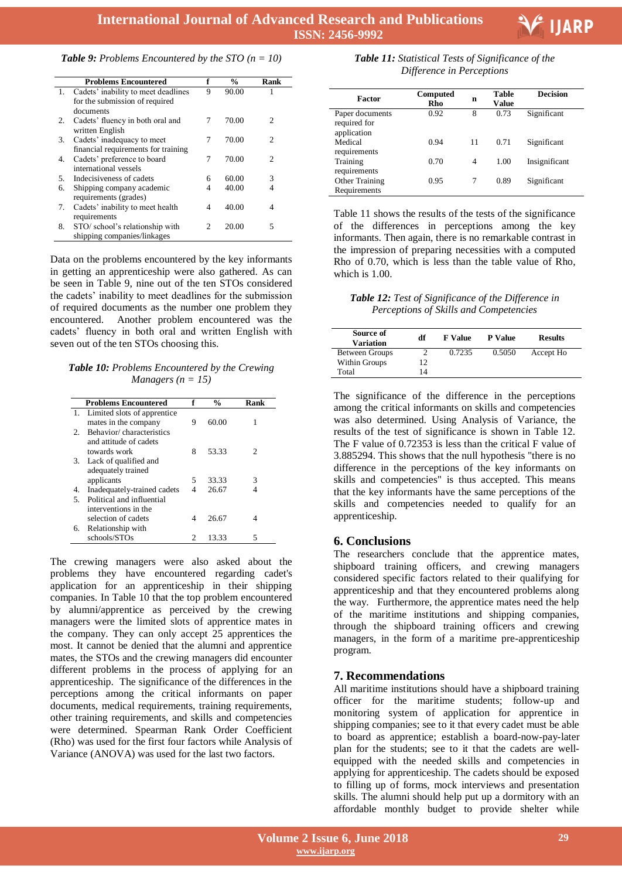*Table 9: Problems Encountered by the STO (n = 10)*

| | Problems Encountered | f | % | Rank |
|---|---|---|---|---|
| 1. | Cadets' inability to meet deadlines for the submission of required documents | 9 | 90.00 | 1 |
| 2. | Cadets' fluency in both oral and written English | 7 | 70.00 | 2 |
| 3. | Cadets' inadequacy to meet financial requirements for training | 7 | 70.00 | 2 |
| 4. | Cadets' preference to board international vessels | 7 | 70.00 | 2 |
| 5. | Indecisiveness of cadets | 6 | 60.00 | 3 |
| 6. | Shipping company academic requirements (grades) | 4 | 40.00 | 4 |
| 7. | Cadets' inability to meet health requirements | 4 | 40.00 | 4 |
| 8. | STO/ school's relationship with shipping companies/linkages | 2 | 20.00 | 5 |

Data on the problems encountered by the key informants in getting an apprenticeship were also gathered. As can be seen in Table 9, nine out of the ten STOs considered the cadets' inability to meet deadlines for the submission of required documents as the number one problem they encountered. Another problem encountered was the cadets' fluency in both oral and written English with seven out of the ten STOs choosing this.

*Table 10: Problems Encountered by the Crewing Managers (n = 15)*

| | Problems Encountered | f | % | Rank |
|---|---|---|---|---|
| 1. | Limited slots of apprentice mates in the company | 9 | 60.00 | 1 |
| 2. | Behavior/ characteristics and attitude of cadets towards work | 8 | 53.33 | 2 |
| 3. | Lack of qualified and adequately trained applicants | 5 | 33.33 | 3 |
| 4. | Inadequately-trained cadets | 4 | 26.67 | 4 |
| 5. | Political and influential interventions in the selection of cadets | 4 | 26.67 | 4 |
| 6. | Relationship with schools/STOs | 2 | 13.33 | 5 |

The crewing managers were also asked about the problems they have encountered regarding cadet's application for an apprenticeship in their shipping companies. In Table 10 that the top problem encountered by alumni/apprentice as perceived by the crewing managers were the limited slots of apprentice mates in the company. They can only accept 25 apprentices the most. It cannot be denied that the alumni and apprentice mates, the STOs and the crewing managers did encounter different problems in the process of applying for an apprenticeship. The significance of the differences in the perceptions among the critical informants on paper documents, medical requirements, training requirements, other training requirements, and skills and competencies were determined. Spearman Rank Order Coefficient (Rho) was used for the first four factors while Analysis of Variance (ANOVA) was used for the last two factors.

*Table 11: Statistical Tests of Significance of the Difference in Perceptions*

| Factor | Computed Rho | n | Table Value | Decision |
|---|---|---|---|---|
| Paper documents required for application | 0.92 | 8 | 0.73 | Significant |
| Medical requirements | 0.94 | 11 | 0.71 | Significant |
| Training requirements | 0.70 | 4 | 1.00 | Insignificant |
| Other Training Requirements | 0.95 | 7 | 0.89 | Significant |

Table 11 shows the results of the tests of the significance of the differences in perceptions among the key informants. Then again, there is no remarkable contrast in the impression of preparing necessities with a computed Rho of 0.70, which is less than the table value of Rho, which is 1.00.

*Table 12: Test of Significance of the Difference in Perceptions of Skills and Competencies*

| Source of Variation | df | F Value | P Value | Results |
|---|---|---|---|---|
| Between Groups | 2 | 0.7235 | 0.5050 | Accept Ho |
| Within Groups | 12 | | | |
| Total | 14 | | | |

The significance of the difference in the perceptions among the critical informants on skills and competencies was also determined. Using Analysis of Variance, the results of the test of significance is shown in Table 12. The F value of 0.72353 is less than the critical F value of 3.885294. This shows that the null hypothesis "there is no difference in the perceptions of the key informants on skills and competencies" is thus accepted. This means that the key informants have the same perceptions of the skills and competencies needed to qualify for an apprenticeship.

## 6. Conclusions

The researchers conclude that the apprentice mates, shipboard training officers, and crewing managers considered specific factors related to their qualifying for apprenticeship and that they encountered problems along the way. Furthermore, the apprentice mates need the help of the maritime institutions and shipping companies, through the shipboard training officers and crewing managers, in the form of a maritime pre-apprenticeship program.

## 7. Recommendations

All maritime institutions should have a shipboard training officer for the maritime students; follow-up and monitoring system of application for apprentice in shipping companies; see to it that every cadet must be able to board as apprentice; establish a board-now-pay-later plan for the students; see to it that the cadets are well-equipped with the needed skills and competencies in applying for apprenticeship. The cadets should be exposed to filling up of forms, mock interviews and presentation skills. The alumni should help put up a dormitory with an affordable monthly budget to provide shelter while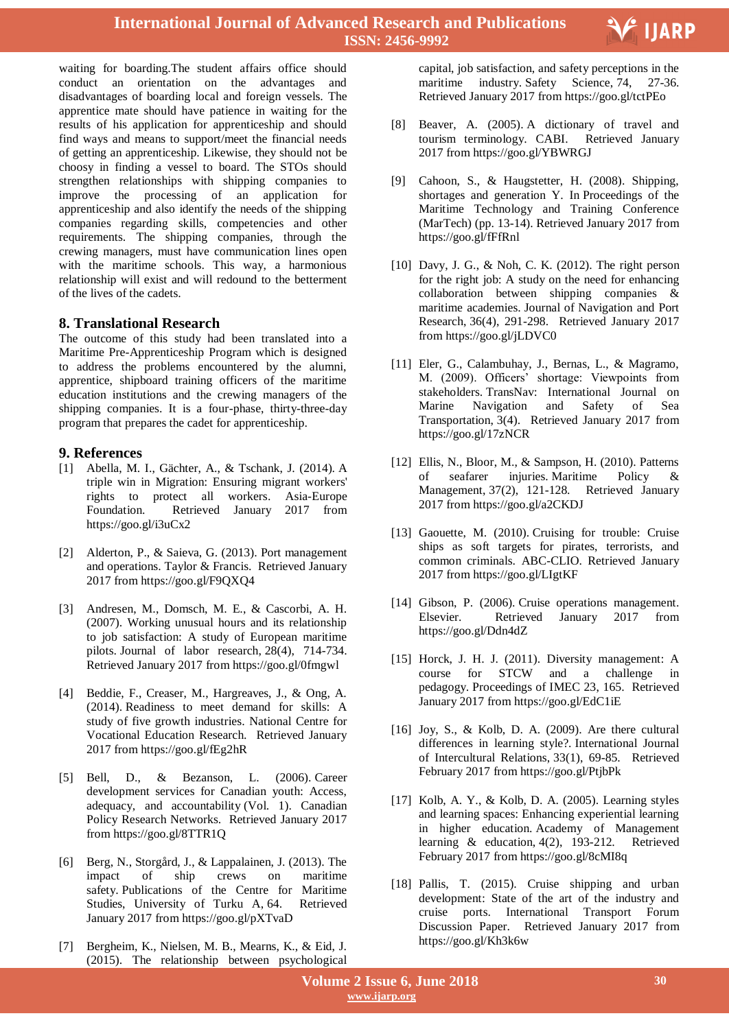waiting for boarding.The student affairs office should conduct an orientation on the advantages and disadvantages of boarding local and foreign vessels. The apprentice mate should have patience in waiting for the results of his application for apprenticeship and should find ways and means to support/meet the financial needs of getting an apprenticeship. Likewise, they should not be choosy in finding a vessel to board. The STOs should strengthen relationships with shipping companies to improve the processing of an application for apprenticeship and also identify the needs of the shipping companies regarding skills, competencies and other requirements. The shipping companies, through the crewing managers, must have communication lines open with the maritime schools. This way, a harmonious relationship will exist and will redound to the betterment of the lives of the cadets.

## 8. Translational Research

The outcome of this study had been translated into a Maritime Pre-Apprenticeship Program which is designed to address the problems encountered by the alumni, apprentice, shipboard training officers of the maritime education institutions and the crewing managers of the shipping companies. It is a four-phase, thirty-three-day program that prepares the cadet for apprenticeship.

## 9. References

[1] Abella, M. I., Gächter, A., & Tschank, J. (2014). A triple win in Migration: Ensuring migrant workers' rights to protect all workers. Asia-Europe Foundation. Retrieved January 2017 from https://goo.gl/i3uCx2

[2] Alderton, P., & Saieva, G. (2013). Port management and operations. Taylor & Francis. Retrieved January 2017 from https://goo.gl/F9QXQ4

[3] Andresen, M., Domsch, M. E., & Cascorbi, A. H. (2007). Working unusual hours and its relationship to job satisfaction: A study of European maritime pilots. Journal of labor research, 28(4), 714-734. Retrieved January 2017 from https://goo.gl/0fmgwl

[4] Beddie, F., Creaser, M., Hargreaves, J., & Ong, A. (2014). Readiness to meet demand for skills: A study of five growth industries. National Centre for Vocational Education Research. Retrieved January 2017 from https://goo.gl/fEg2hR

[5] Bell, D., & Bezanson, L. (2006). Career development services for Canadian youth: Access, adequacy, and accountability (Vol. 1). Canadian Policy Research Networks. Retrieved January 2017 from https://goo.gl/8TTR1Q

[6] Berg, N., Storgård, J., & Lappalainen, J. (2013). The impact of ship crews on maritime safety. Publications of the Centre for Maritime Studies, University of Turku A, 64. Retrieved January 2017 from https://goo.gl/pXTvaD

[7] Bergheim, K., Nielsen, M. B., Mearns, K., & Eid, J. (2015). The relationship between psychological capital, job satisfaction, and safety perceptions in the maritime industry. Safety Science, 74, 27-36. Retrieved January 2017 from https://goo.gl/tctPEo

[8] Beaver, A. (2005). A dictionary of travel and tourism terminology. CABI. Retrieved January 2017 from https://goo.gl/YBWRGJ

[9] Cahoon, S., & Haugstetter, H. (2008). Shipping, shortages and generation Y. In Proceedings of the Maritime Technology and Training Conference (MarTech) (pp. 13-14). Retrieved January 2017 from https://goo.gl/fFfRnl

[10] Davy, J. G., & Noh, C. K. (2012). The right person for the right job: A study on the need for enhancing collaboration between shipping companies & maritime academies. Journal of Navigation and Port Research, 36(4), 291-298. Retrieved January 2017 from https://goo.gl/jLDVC0

[11] Eler, G., Calambuhay, J., Bernas, L., & Magramo, M. (2009). Officers' shortage: Viewpoints from stakeholders. TransNav: International Journal on Marine Navigation and Safety of Sea Transportation, 3(4). Retrieved January 2017 from https://goo.gl/17zNCR

[12] Ellis, N., Bloor, M., & Sampson, H. (2010). Patterns of seafarer injuries. Maritime Policy & Management, 37(2), 121-128. Retrieved January 2017 from https://goo.gl/a2CKDJ

[13] Gaouette, M. (2010). Cruising for trouble: Cruise ships as soft targets for pirates, terrorists, and common criminals. ABC-CLIO. Retrieved January 2017 from https://goo.gl/LIgtKF

[14] Gibson, P. (2006). Cruise operations management. Elsevier. Retrieved January 2017 from https://goo.gl/Ddn4dZ

[15] Horck, J. H. J. (2011). Diversity management: A course for STCW and a challenge in pedagogy. Proceedings of IMEC 23, 165. Retrieved January 2017 from https://goo.gl/EdC1iE

[16] Joy, S., & Kolb, D. A. (2009). Are there cultural differences in learning style?. International Journal of Intercultural Relations, 33(1), 69-85. Retrieved February 2017 from https://goo.gl/PtjbPk

[17] Kolb, A. Y., & Kolb, D. A. (2005). Learning styles and learning spaces: Enhancing experiential learning in higher education. Academy of Management learning & education, 4(2), 193-212. Retrieved February 2017 from https://goo.gl/8cMI8q

[18] Pallis, T. (2015). Cruise shipping and urban development: State of the art of the industry and cruise ports. International Transport Forum Discussion Paper. Retrieved January 2017 from https://goo.gl/Kh3k6w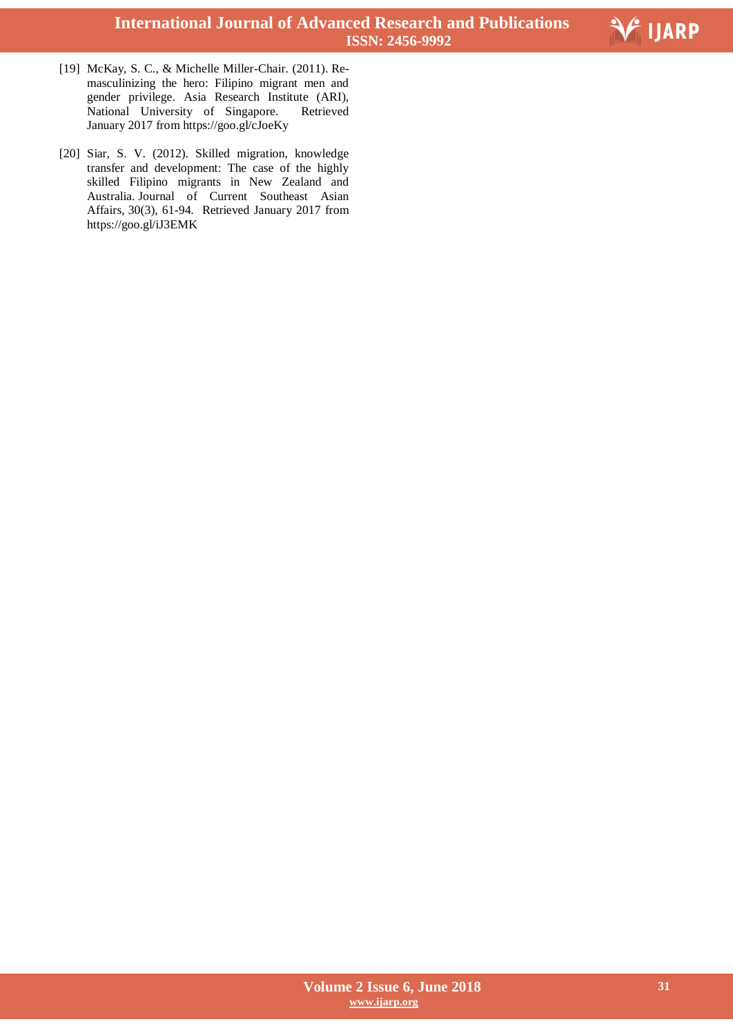[19] McKay, S. C., & Michelle Miller-Chair. (2011). Re-masculinizing the hero: Filipino migrant men and gender privilege. Asia Research Institute (ARI), National University of Singapore. Retrieved January 2017 from https://goo.gl/cJoeKy

[20] Siar, S. V. (2012). Skilled migration, knowledge transfer and development: The case of the highly skilled Filipino migrants in New Zealand and Australia. Journal of Current Southeast Asian Affairs, 30(3), 61-94. Retrieved January 2017 from https://goo.gl/iJ3EMK